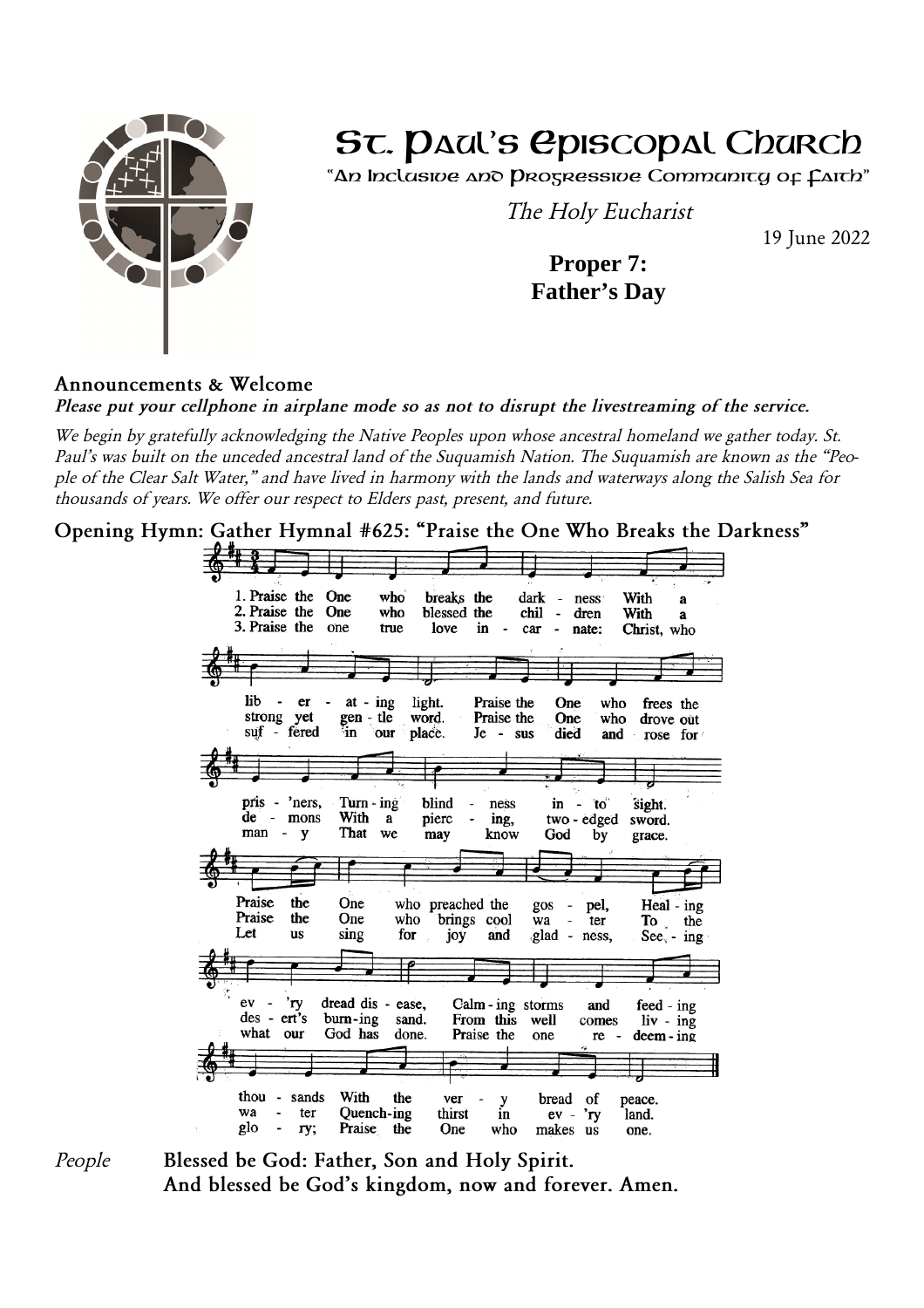# St. Paul's Episcopal Church

"An Inclusive and Progressive Community of Faith"

*The Holy Eucharist*

19 June 2022

**Proper 7:**
**Father's Day**

## Announcements & Welcome

***Please put your cellphone in airplane mode so as not to disrupt the livestreaming of the service.***

*We begin by gratefully acknowledging the Native Peoples upon whose ancestral homeland we gather today. St. Paul's was built on the unceded ancestral land of the Suquamish Nation. The Suquamish are known as the "People of the Clear Salt Water," and have lived in harmony with the lands and waterways along the Salish Sea for thousands of years. We offer our respect to Elders past, present, and future.*

## Opening Hymn: Gather Hymnal #625: "Praise the One Who Breaks the Darkness"

1. Praise the One who breaks the darkness With a liberating light. Praise the One who frees the pris'ners, Turning blindness into sight. Praise the One who preached the gospel, Healing ev'ry dread disease, Calming storms and feeding thousands With the very bread of peace.

2. Praise the One who blessed the children With a strong yet gentle word. Praise the One who drove out demons With a piercing, two-edged sword. Praise the One who brings cool water To the desert's burning sand. From this well comes living water Quenching thirst in ev'ry land.

3. Praise the one true love incarnate: Christ, who suffered in our place. Jesus died and rose for many That we may know God by grace. Let us sing for joy and gladness, Seeing what our God has done. Praise the one redeeming glory; Praise the One who makes us one.

*People* **Blessed be God: Father, Son and Holy Spirit.**
**And blessed be God's kingdom, now and forever. Amen.**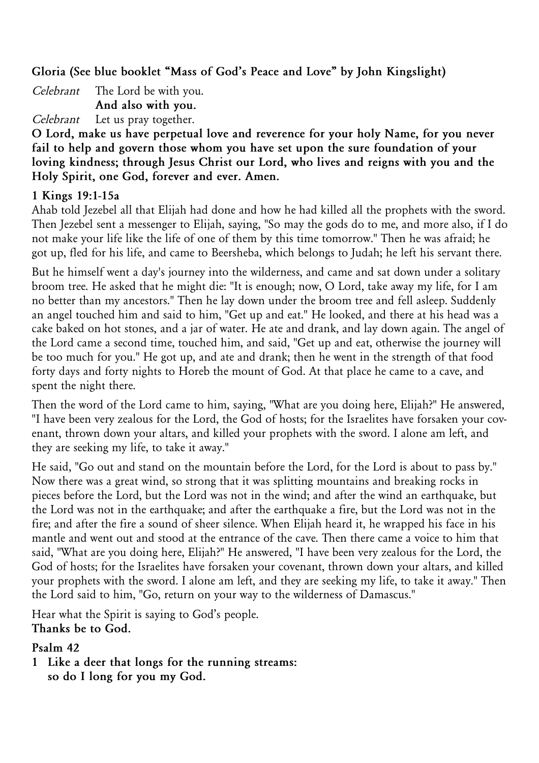**Gloria (See blue booklet "Mass of God's Peace and Love" by John Kingslight)**

*Celebrant* The Lord be with you.
**And also with you.**

*Celebrant* Let us pray together.

**O Lord, make us have perpetual love and reverence for your holy Name, for you never fail to help and govern those whom you have set upon the sure foundation of your loving kindness; through Jesus Christ our Lord, who lives and reigns with you and the Holy Spirit, one God, forever and ever. Amen.**

**1 Kings 19:1-15a**

Ahab told Jezebel all that Elijah had done and how he had killed all the prophets with the sword. Then Jezebel sent a messenger to Elijah, saying, "So may the gods do to me, and more also, if I do not make your life like the life of one of them by this time tomorrow." Then he was afraid; he got up, fled for his life, and came to Beersheba, which belongs to Judah; he left his servant there.

But he himself went a day's journey into the wilderness, and came and sat down under a solitary broom tree. He asked that he might die: "It is enough; now, O Lord, take away my life, for I am no better than my ancestors." Then he lay down under the broom tree and fell asleep. Suddenly an angel touched him and said to him, "Get up and eat." He looked, and there at his head was a cake baked on hot stones, and a jar of water. He ate and drank, and lay down again. The angel of the Lord came a second time, touched him, and said, "Get up and eat, otherwise the journey will be too much for you." He got up, and ate and drank; then he went in the strength of that food forty days and forty nights to Horeb the mount of God. At that place he came to a cave, and spent the night there.

Then the word of the Lord came to him, saying, "What are you doing here, Elijah?" He answered, "I have been very zealous for the Lord, the God of hosts; for the Israelites have forsaken your covenant, thrown down your altars, and killed your prophets with the sword. I alone am left, and they are seeking my life, to take it away."

He said, "Go out and stand on the mountain before the Lord, for the Lord is about to pass by." Now there was a great wind, so strong that it was splitting mountains and breaking rocks in pieces before the Lord, but the Lord was not in the wind; and after the wind an earthquake, but the Lord was not in the earthquake; and after the earthquake a fire, but the Lord was not in the fire; and after the fire a sound of sheer silence. When Elijah heard it, he wrapped his face in his mantle and went out and stood at the entrance of the cave. Then there came a voice to him that said, "What are you doing here, Elijah?" He answered, "I have been very zealous for the Lord, the God of hosts; for the Israelites have forsaken your covenant, thrown down your altars, and killed your prophets with the sword. I alone am left, and they are seeking my life, to take it away." Then the Lord said to him, "Go, return on your way to the wilderness of Damascus."

Hear what the Spirit is saying to God's people.
**Thanks be to God.**

**Psalm 42**

**1 Like a deer that longs for the running streams:
so do I long for you my God.**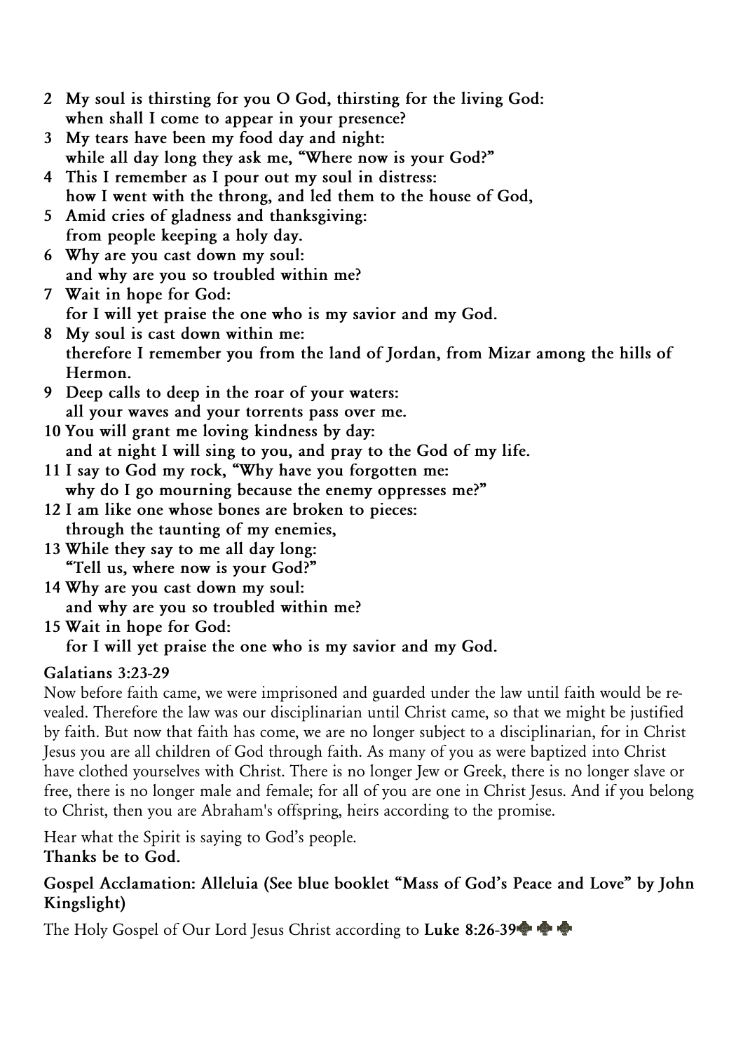**2 My soul is thirsting for you O God, thirsting for the living God:**
**when shall I come to appear in your presence?**
**3 My tears have been my food day and night:**
**while all day long they ask me, "Where now is your God?"**
**4 This I remember as I pour out my soul in distress:**
**how I went with the throng, and led them to the house of God,**
**5 Amid cries of gladness and thanksgiving:**
**from people keeping a holy day.**
**6 Why are you cast down my soul:**
**and why are you so troubled within me?**
**7 Wait in hope for God:**
**for I will yet praise the one who is my savior and my God.**
**8 My soul is cast down within me:**
**therefore I remember you from the land of Jordan, from Mizar among the hills of Hermon.**
**9 Deep calls to deep in the roar of your waters:**
**all your waves and your torrents pass over me.**
**10 You will grant me loving kindness by day:**
**and at night I will sing to you, and pray to the God of my life.**
**11 I say to God my rock, "Why have you forgotten me:**
**why do I go mourning because the enemy oppresses me?"**
**12 I am like one whose bones are broken to pieces:**
**through the taunting of my enemies,**
**13 While they say to me all day long:**
**"Tell us, where now is your God?"**
**14 Why are you cast down my soul:**
**and why are you so troubled within me?**
**15 Wait in hope for God:**
**for I will yet praise the one who is my savior and my God.**

**Galatians 3:23-29**

Now before faith came, we were imprisoned and guarded under the law until faith would be revealed. Therefore the law was our disciplinarian until Christ came, so that we might be justified by faith. But now that faith has come, we are no longer subject to a disciplinarian, for in Christ Jesus you are all children of God through faith. As many of you as were baptized into Christ have clothed yourselves with Christ. There is no longer Jew or Greek, there is no longer slave or free, there is no longer male and female; for all of you are one in Christ Jesus. And if you belong to Christ, then you are Abraham's offspring, heirs according to the promise.

Hear what the Spirit is saying to God's people.
**Thanks be to God.**

**Gospel Acclamation: Alleluia (See blue booklet "Mass of God's Peace and Love" by John Kingslight)**

The Holy Gospel of Our Lord Jesus Christ according to **Luke 8:26-39** ✠ ✠ ✠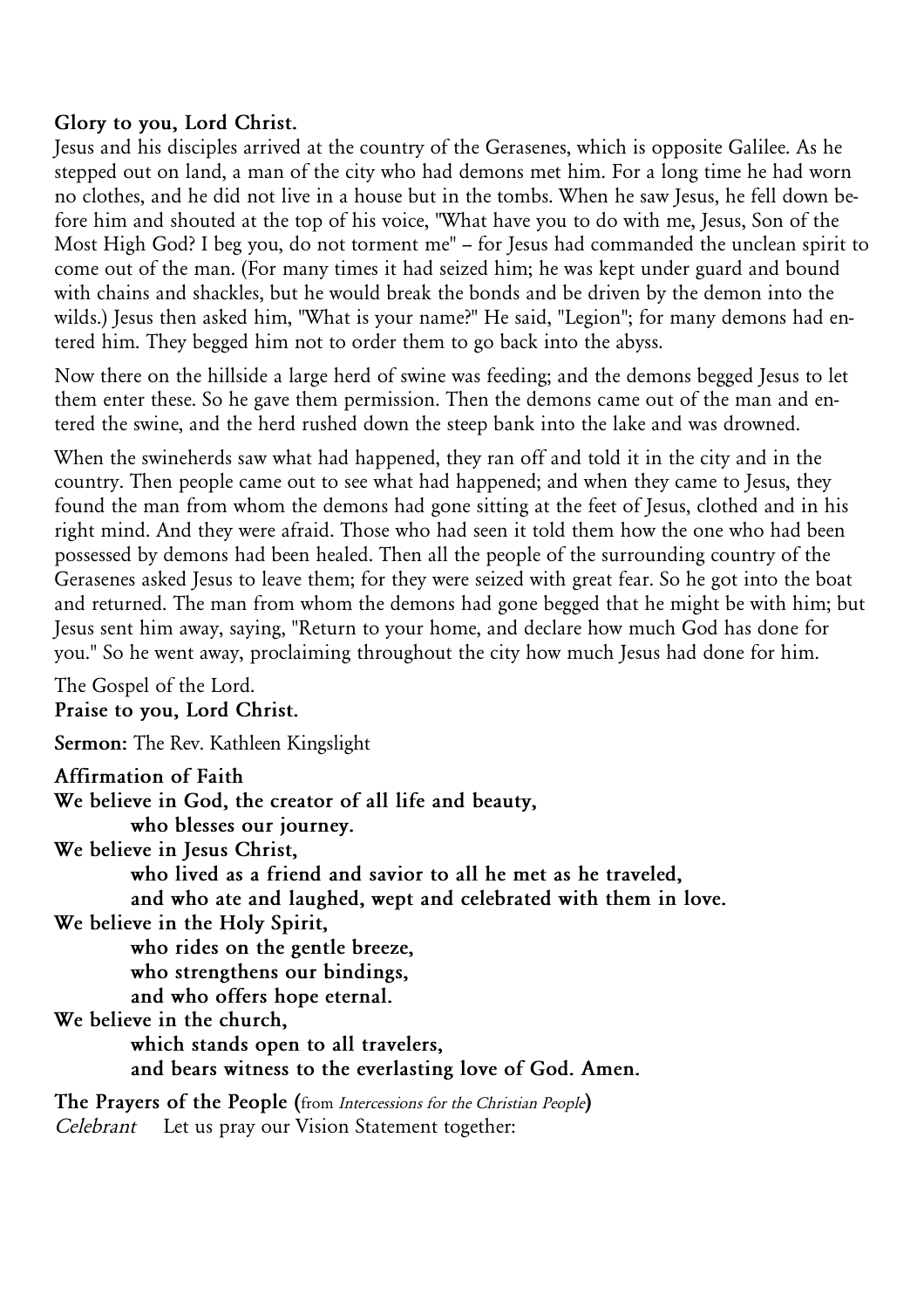**Glory to you, Lord Christ.**

Jesus and his disciples arrived at the country of the Gerasenes, which is opposite Galilee. As he stepped out on land, a man of the city who had demons met him. For a long time he had worn no clothes, and he did not live in a house but in the tombs. When he saw Jesus, he fell down before him and shouted at the top of his voice, "What have you to do with me, Jesus, Son of the Most High God? I beg you, do not torment me" – for Jesus had commanded the unclean spirit to come out of the man. (For many times it had seized him; he was kept under guard and bound with chains and shackles, but he would break the bonds and be driven by the demon into the wilds.) Jesus then asked him, "What is your name?" He said, "Legion"; for many demons had entered him. They begged him not to order them to go back into the abyss.

Now there on the hillside a large herd of swine was feeding; and the demons begged Jesus to let them enter these. So he gave them permission. Then the demons came out of the man and entered the swine, and the herd rushed down the steep bank into the lake and was drowned.

When the swineherds saw what had happened, they ran off and told it in the city and in the country. Then people came out to see what had happened; and when they came to Jesus, they found the man from whom the demons had gone sitting at the feet of Jesus, clothed and in his right mind. And they were afraid. Those who had seen it told them how the one who had been possessed by demons had been healed. Then all the people of the surrounding country of the Gerasenes asked Jesus to leave them; for they were seized with great fear. So he got into the boat and returned. The man from whom the demons had gone begged that he might be with him; but Jesus sent him away, saying, "Return to your home, and declare how much God has done for you." So he went away, proclaiming throughout the city how much Jesus had done for him.

The Gospel of the Lord.
**Praise to you, Lord Christ.**

**Sermon:** The Rev. Kathleen Kingslight

**Affirmation of Faith**
**We believe in God, the creator of all life and beauty,**
**who blesses our journey.**
**We believe in Jesus Christ,**
**who lived as a friend and savior to all he met as he traveled,**
**and who ate and laughed, wept and celebrated with them in love.**
**We believe in the Holy Spirit,**
**who rides on the gentle breeze,**
**who strengthens our bindings,**
**and who offers hope eternal.**
**We believe in the church,**
**which stands open to all travelers,**
**and bears witness to the everlasting love of God. Amen.**

**The Prayers of the People (**from *Intercessions for the Christian People***)**
*Celebrant* Let us pray our Vision Statement together: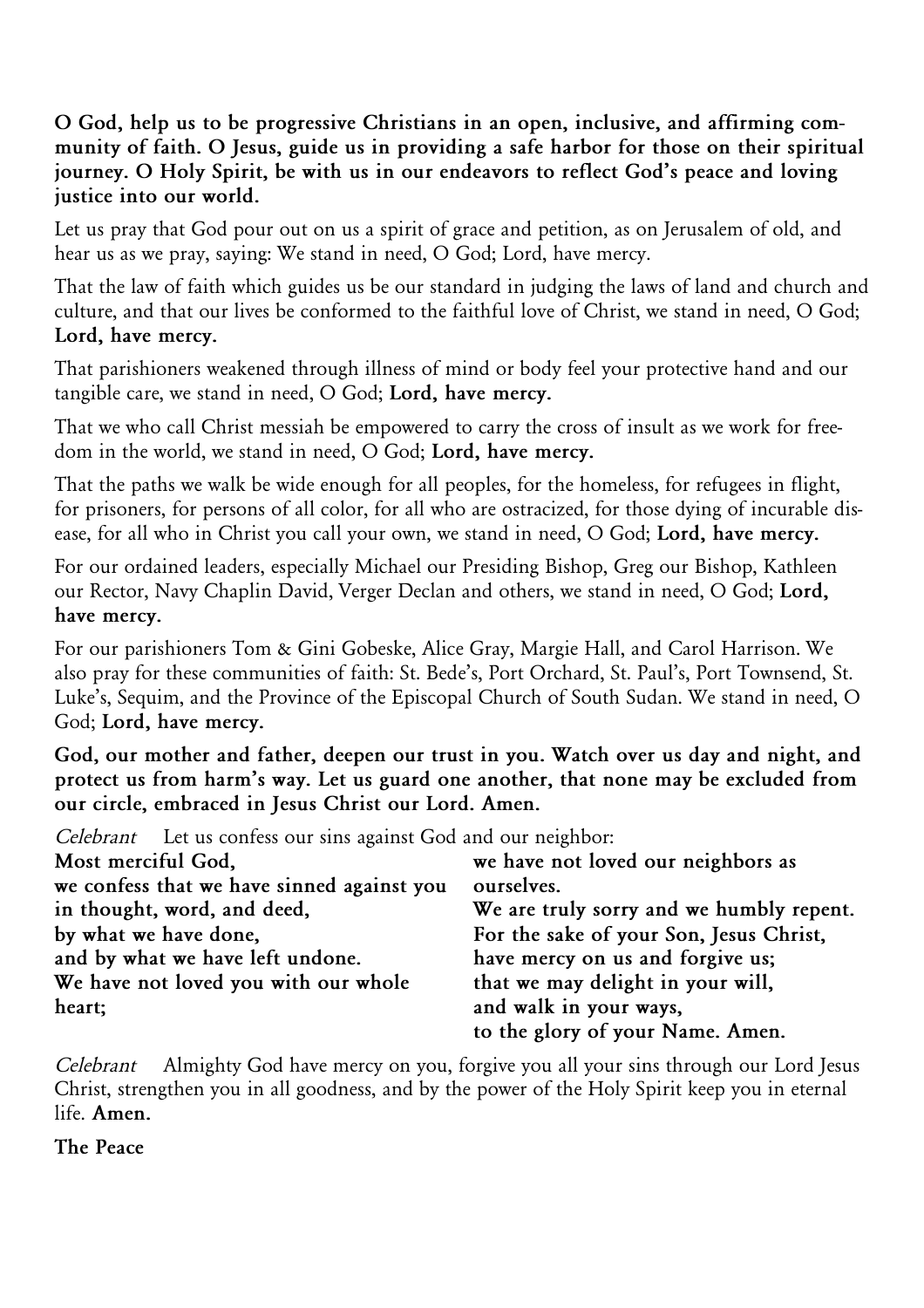**O God, help us to be progressive Christians in an open, inclusive, and affirming community of faith. O Jesus, guide us in providing a safe harbor for those on their spiritual journey. O Holy Spirit, be with us in our endeavors to reflect God's peace and loving justice into our world.**

Let us pray that God pour out on us a spirit of grace and petition, as on Jerusalem of old, and hear us as we pray, saying: We stand in need, O God; Lord, have mercy.

That the law of faith which guides us be our standard in judging the laws of land and church and culture, and that our lives be conformed to the faithful love of Christ, we stand in need, O God; **Lord, have mercy.**

That parishioners weakened through illness of mind or body feel your protective hand and our tangible care, we stand in need, O God; **Lord, have mercy.**

That we who call Christ messiah be empowered to carry the cross of insult as we work for freedom in the world, we stand in need, O God; **Lord, have mercy.**

That the paths we walk be wide enough for all peoples, for the homeless, for refugees in flight, for prisoners, for persons of all color, for all who are ostracized, for those dying of incurable disease, for all who in Christ you call your own, we stand in need, O God; **Lord, have mercy.**

For our ordained leaders, especially Michael our Presiding Bishop, Greg our Bishop, Kathleen our Rector, Navy Chaplin David, Verger Declan and others, we stand in need, O God; **Lord, have mercy.**

For our parishioners Tom & Gini Gobeske, Alice Gray, Margie Hall, and Carol Harrison. We also pray for these communities of faith: St. Bede's, Port Orchard, St. Paul's, Port Townsend, St. Luke's, Sequim, and the Province of the Episcopal Church of South Sudan. We stand in need, O God; **Lord, have mercy.**

**God, our mother and father, deepen our trust in you. Watch over us day and night, and protect us from harm's way. Let us guard one another, that none may be excluded from our circle, embraced in Jesus Christ our Lord. Amen.**

*Celebrant* Let us confess our sins against God and our neighbor:

**Most merciful God,**
**we confess that we have sinned against you**
**in thought, word, and deed,**
**by what we have done,**
**and by what we have left undone.**
**We have not loved you with our whole heart;**
**we have not loved our neighbors as ourselves.**
**We are truly sorry and we humbly repent.**
**For the sake of your Son, Jesus Christ,**
**have mercy on us and forgive us;**
**that we may delight in your will,**
**and walk in your ways,**
**to the glory of your Name. Amen.**

*Celebrant* Almighty God have mercy on you, forgive you all your sins through our Lord Jesus Christ, strengthen you in all goodness, and by the power of the Holy Spirit keep you in eternal life. **Amen.**

**The Peace**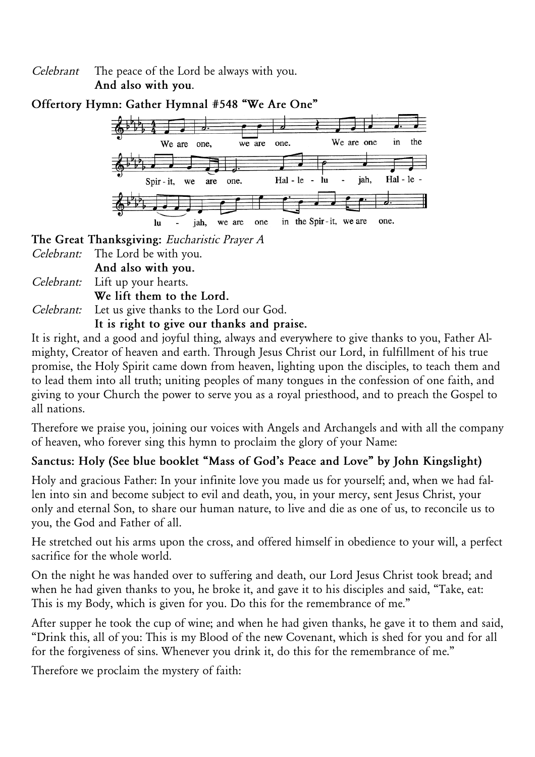*Celebrant* The peace of the Lord be always with you.
**And also with you**.

**Offertory Hymn: Gather Hymnal #548 "We Are One"**

We are one, we are one. We are one in the Spir-it, we are one. Hal-le-lu-jah, Hal-le-lu-jah, we are one in the Spir-it, we are one.

**The Great Thanksgiving:** *Eucharistic Prayer A*

*Celebrant:* The Lord be with you.
**And also with you.**

*Celebrant:* Lift up your hearts.
**We lift them to the Lord.**

*Celebrant:* Let us give thanks to the Lord our God.
**It is right to give our thanks and praise.**

It is right, and a good and joyful thing, always and everywhere to give thanks to you, Father Almighty, Creator of heaven and earth. Through Jesus Christ our Lord, in fulfillment of his true promise, the Holy Spirit came down from heaven, lighting upon the disciples, to teach them and to lead them into all truth; uniting peoples of many tongues in the confession of one faith, and giving to your Church the power to serve you as a royal priesthood, and to preach the Gospel to all nations.

Therefore we praise you, joining our voices with Angels and Archangels and with all the company of heaven, who forever sing this hymn to proclaim the glory of your Name:

**Sanctus: Holy (See blue booklet "Mass of God's Peace and Love" by John Kingslight)**

Holy and gracious Father: In your infinite love you made us for yourself; and, when we had fallen into sin and become subject to evil and death, you, in your mercy, sent Jesus Christ, your only and eternal Son, to share our human nature, to live and die as one of us, to reconcile us to you, the God and Father of all.

He stretched out his arms upon the cross, and offered himself in obedience to your will, a perfect sacrifice for the whole world.

On the night he was handed over to suffering and death, our Lord Jesus Christ took bread; and when he had given thanks to you, he broke it, and gave it to his disciples and said, "Take, eat: This is my Body, which is given for you. Do this for the remembrance of me."

After supper he took the cup of wine; and when he had given thanks, he gave it to them and said, "Drink this, all of you: This is my Blood of the new Covenant, which is shed for you and for all for the forgiveness of sins. Whenever you drink it, do this for the remembrance of me."

Therefore we proclaim the mystery of faith: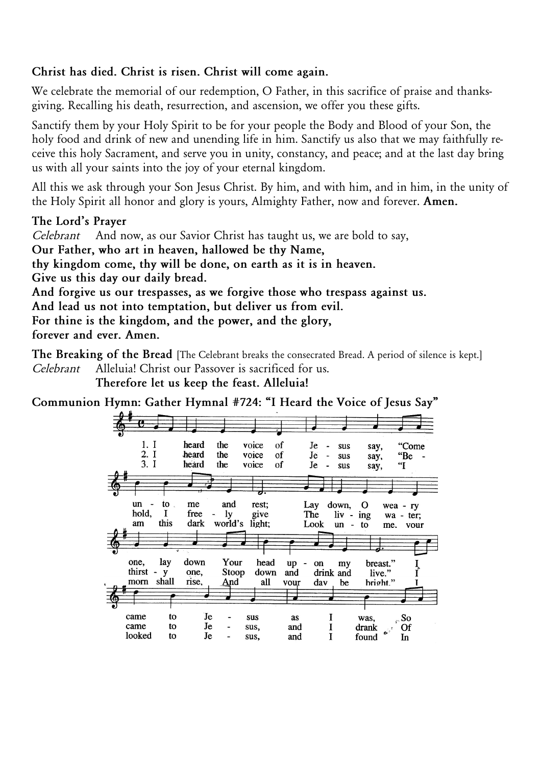**Christ has died. Christ is risen. Christ will come again.**

We celebrate the memorial of our redemption, O Father, in this sacrifice of praise and thanksgiving. Recalling his death, resurrection, and ascension, we offer you these gifts.

Sanctify them by your Holy Spirit to be for your people the Body and Blood of your Son, the holy food and drink of new and unending life in him. Sanctify us also that we may faithfully receive this holy Sacrament, and serve you in unity, constancy, and peace; and at the last day bring us with all your saints into the joy of your eternal kingdom.

All this we ask through your Son Jesus Christ. By him, and with him, and in him, in the unity of the Holy Spirit all honor and glory is yours, Almighty Father, now and forever. **Amen.**

**The Lord's Prayer**

*Celebrant* And now, as our Savior Christ has taught us, we are bold to say,

**Our Father, who art in heaven, hallowed be thy Name,**
**thy kingdom come, thy will be done, on earth as it is in heaven.**
**Give us this day our daily bread.**
**And forgive us our trespasses, as we forgive those who trespass against us.**
**And lead us not into temptation, but deliver us from evil.**
**For thine is the kingdom, and the power, and the glory,**
**forever and ever. Amen.**

**The Breaking of the Bread** [The Celebrant breaks the consecrated Bread. A period of silence is kept.]

*Celebrant* Alleluia! Christ our Passover is sacrificed for us.
**Therefore let us keep the feast. Alleluia!**

**Communion Hymn: Gather Hymnal #724: "I Heard the Voice of Jesus Say"**

1. I heard the voice of Jesus say, "Come unto me and rest; Lay down, O weary one, lay down Your head upon my breast." I came to Jesus as I was, So
2. I heard the voice of Jesus say, "Behold, I freely give The living water; thirsty one, Stoop down and drink and live." I came to Jesus, and I drank Of
3. I heard the voice of Jesus say, "I am this dark world's light; Look unto me, your morn shall rise, And all your day be bright." I looked to Jesus, and I found In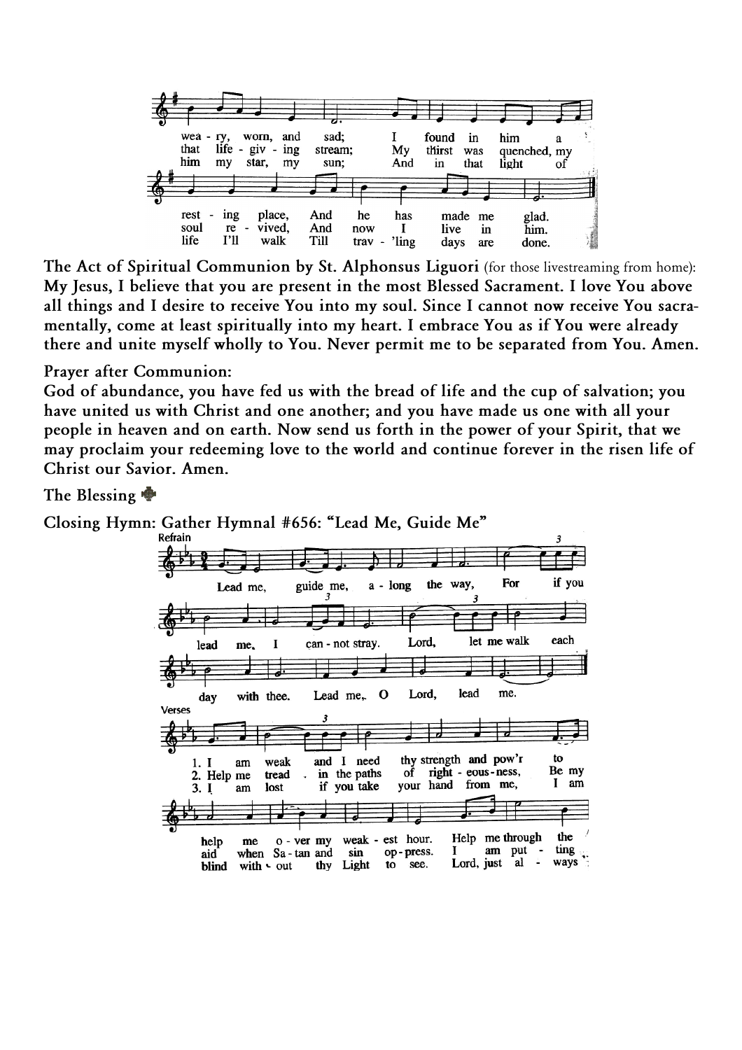**The Act of Spiritual Communion by St. Alphonsus Liguori** (for those livestreaming from home):
**My Jesus, I believe that you are present in the most Blessed Sacrament. I love You above all things and I desire to receive You into my soul. Since I cannot now receive You sacramentally, come at least spiritually into my heart. I embrace You as if You were already there and unite myself wholly to You. Never permit me to be separated from You. Amen.**

**Prayer after Communion:**
**God of abundance, you have fed us with the bread of life and the cup of salvation; you have united us with Christ and one another; and you have made us one with all your people in heaven and on earth. Now send us forth in the power of your Spirit, that we may proclaim your redeeming love to the world and continue forever in the risen life of Christ our Savior. Amen.**

**The Blessing** ✠

**Closing Hymn: Gather Hymnal #656: "Lead Me, Guide Me"**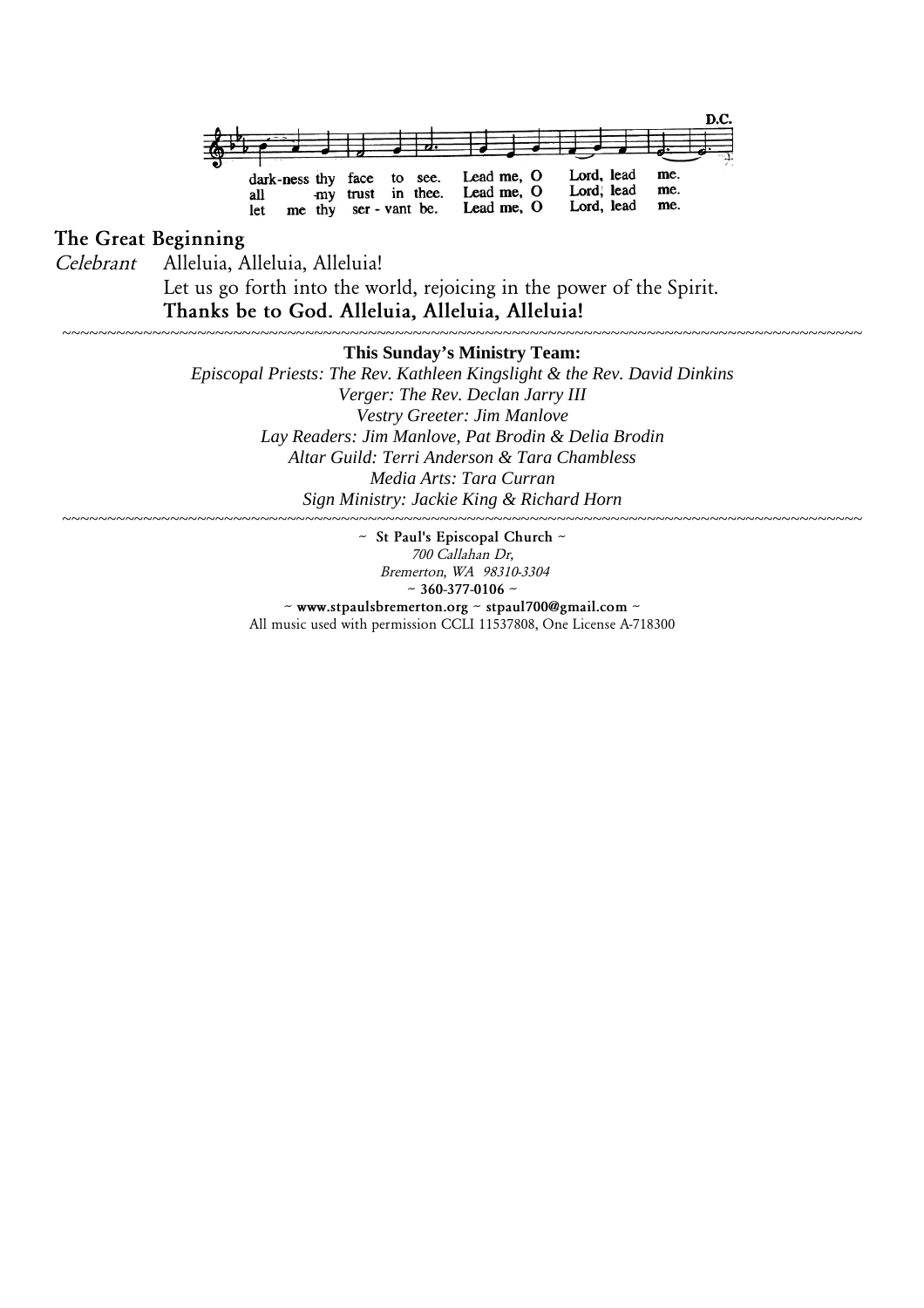dark-ness thy face to see. Lead me, O Lord, lead me.
all my trust in thee. Lead me, O Lord, lead me.
let me thy ser - vant be. Lead me, O Lord, lead me.

D.C.

**The Great Beginning**

*Celebrant* Alleluia, Alleluia, Alleluia!

Let us go forth into the world, rejoicing in the power of the Spirit.

**Thanks be to God. Alleluia, Alleluia, Alleluia!**

~~~~~~~~~~~~~~~~~~~~~~~~~~~~~~~~~~~~~~~~~~~~~~~~~~~~~~~~~~~~~~~~~~~~~~~~~~~~

**This Sunday's Ministry Team:**

*Episcopal Priests: The Rev. Kathleen Kingslight & the Rev. David Dinkins*

*Verger: The Rev. Declan Jarry III*

*Vestry Greeter: Jim Manlove*

*Lay Readers: Jim Manlove, Pat Brodin & Delia Brodin*

*Altar Guild: Terri Anderson & Tara Chambless*

*Media Arts: Tara Curran*

*Sign Ministry: Jackie King & Richard Horn*

~~~~~~~~~~~~~~~~~~~~~~~~~~~~~~~~~~~~~~~~~~~~~~~~~~~~~~~~~~~~~~~~~~~~~~~~~~~~

~ **St Paul's Episcopal Church** ~

*700 Callahan Dr,*

*Bremerton, WA 98310-3304*

~ **360-377-0106** ~

~ **www.stpaulsbremerton.org** ~ **stpaul700@gmail.com** ~

All music used with permission CCLI 11537808, One License A-718300